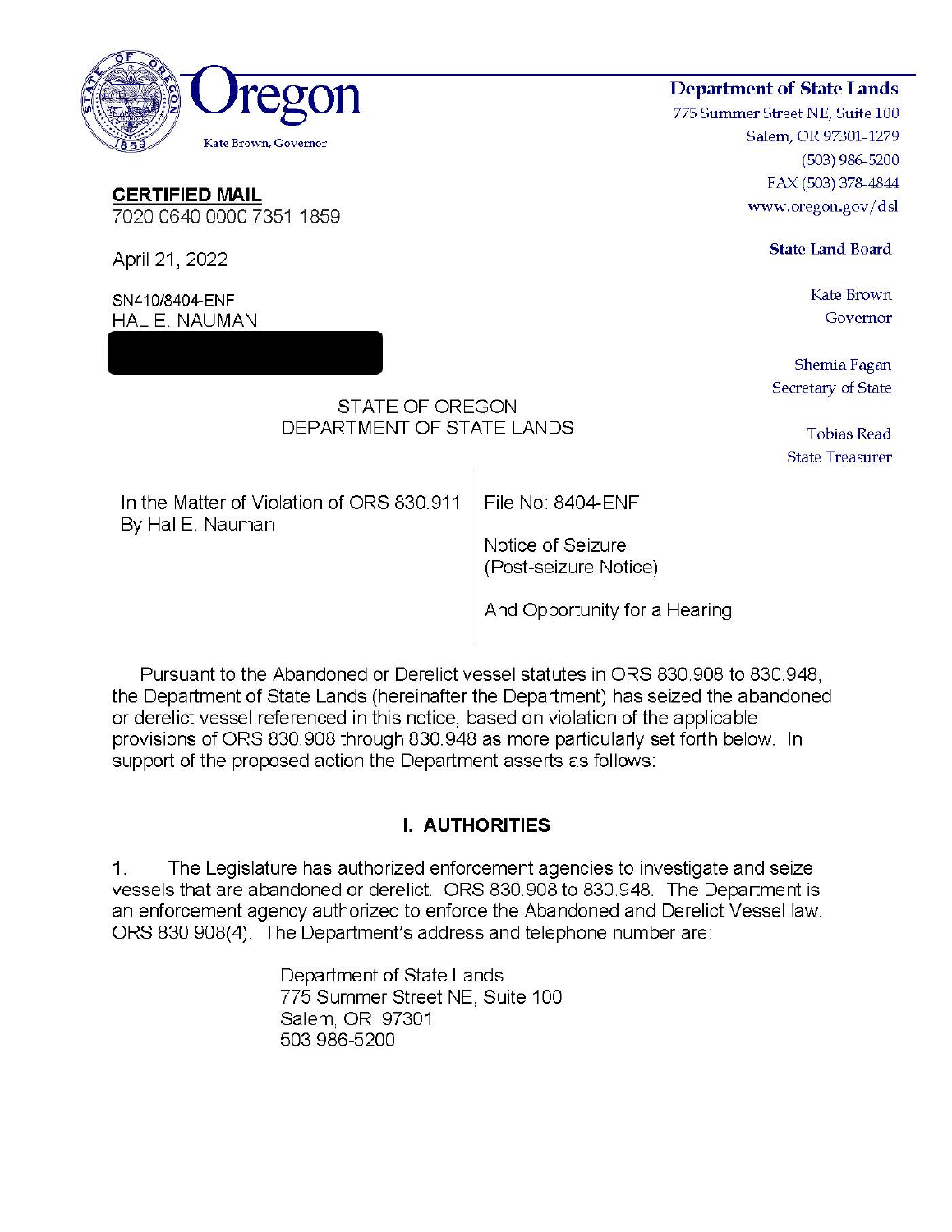Oregon

Kate Brown, Governor

**Department of State Lands**
775 Summer Street NE, Suite 100
Salem, OR 97301-1279
(503) 986-5200
FAX (503) 378-4844
www.oregon.gov/dsl

**State Land Board**

Kate Brown
Governor

Shemia Fagan
Secretary of State

Tobias Read
State Treasurer

**CERTIFIED MAIL**
7020 0640 0000 7351 1859

April 21, 2022

SN410/8404-ENF
HAL E. NAUMAN

STATE OF OREGON
DEPARTMENT OF STATE LANDS

| In the Matter of Violation of ORS 830.911 By Hal E. Nauman | File No: 8404-ENF<br><br>Notice of Seizure (Post-seizure Notice)<br><br>And Opportunity for a Hearing |
|---|---|

Pursuant to the Abandoned or Derelict vessel statutes in ORS 830.908 to 830.948, the Department of State Lands (hereinafter the Department) has seized the abandoned or derelict vessel referenced in this notice, based on violation of the applicable provisions of ORS 830.908 through 830.948 as more particularly set forth below. In support of the proposed action the Department asserts as follows:

## I. AUTHORITIES

1. The Legislature has authorized enforcement agencies to investigate and seize vessels that are abandoned or derelict. ORS 830.908 to 830.948. The Department is an enforcement agency authorized to enforce the Abandoned and Derelict Vessel law. ORS 830.908(4). The Department's address and telephone number are:

Department of State Lands
775 Summer Street NE, Suite 100
Salem, OR 97301
503 986-5200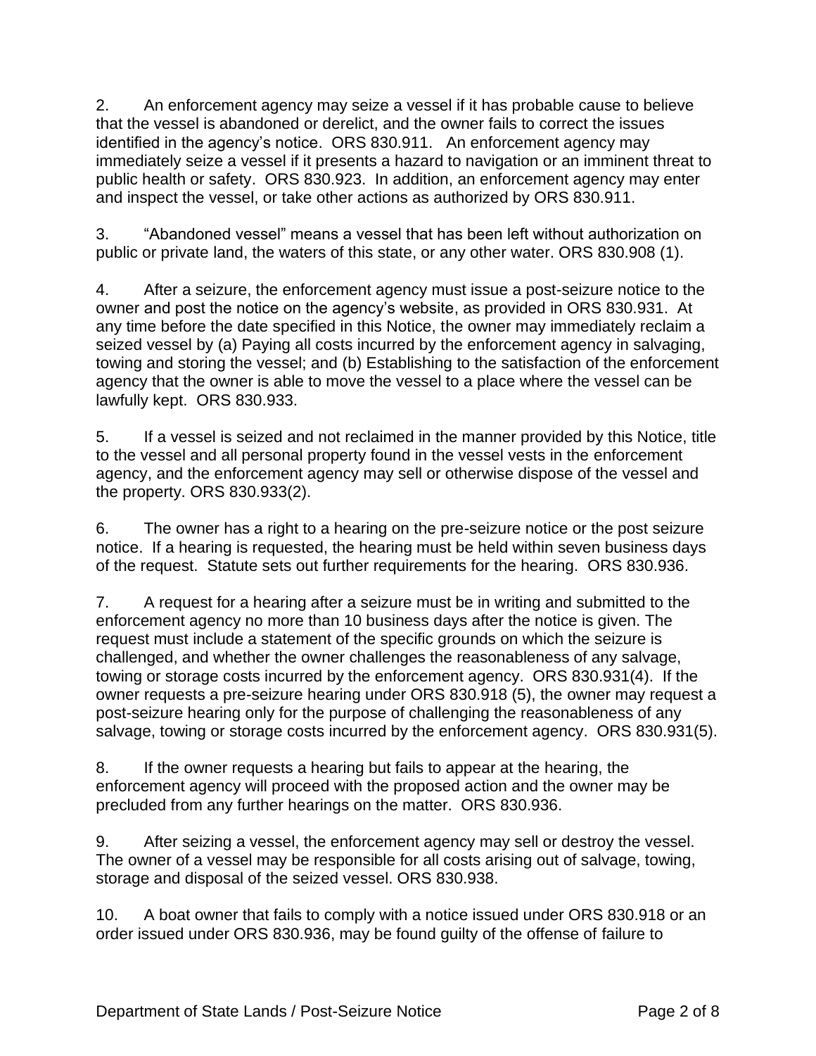2. An enforcement agency may seize a vessel if it has probable cause to believe that the vessel is abandoned or derelict, and the owner fails to correct the issues identified in the agency's notice. ORS 830.911. An enforcement agency may immediately seize a vessel if it presents a hazard to navigation or an imminent threat to public health or safety. ORS 830.923. In addition, an enforcement agency may enter and inspect the vessel, or take other actions as authorized by ORS 830.911.

3. "Abandoned vessel" means a vessel that has been left without authorization on public or private land, the waters of this state, or any other water. ORS 830.908 (1).

4. After a seizure, the enforcement agency must issue a post-seizure notice to the owner and post the notice on the agency's website, as provided in ORS 830.931. At any time before the date specified in this Notice, the owner may immediately reclaim a seized vessel by (a) Paying all costs incurred by the enforcement agency in salvaging, towing and storing the vessel; and (b) Establishing to the satisfaction of the enforcement agency that the owner is able to move the vessel to a place where the vessel can be lawfully kept. ORS 830.933.

5. If a vessel is seized and not reclaimed in the manner provided by this Notice, title to the vessel and all personal property found in the vessel vests in the enforcement agency, and the enforcement agency may sell or otherwise dispose of the vessel and the property. ORS 830.933(2).

6. The owner has a right to a hearing on the pre-seizure notice or the post seizure notice. If a hearing is requested, the hearing must be held within seven business days of the request. Statute sets out further requirements for the hearing. ORS 830.936.

7. A request for a hearing after a seizure must be in writing and submitted to the enforcement agency no more than 10 business days after the notice is given. The request must include a statement of the specific grounds on which the seizure is challenged, and whether the owner challenges the reasonableness of any salvage, towing or storage costs incurred by the enforcement agency. ORS 830.931(4). If the owner requests a pre-seizure hearing under ORS 830.918 (5), the owner may request a post-seizure hearing only for the purpose of challenging the reasonableness of any salvage, towing or storage costs incurred by the enforcement agency. ORS 830.931(5).

8. If the owner requests a hearing but fails to appear at the hearing, the enforcement agency will proceed with the proposed action and the owner may be precluded from any further hearings on the matter. ORS 830.936.

9. After seizing a vessel, the enforcement agency may sell or destroy the vessel. The owner of a vessel may be responsible for all costs arising out of salvage, towing, storage and disposal of the seized vessel. ORS 830.938.

10. A boat owner that fails to comply with a notice issued under ORS 830.918 or an order issued under ORS 830.936, may be found guilty of the offense of failure to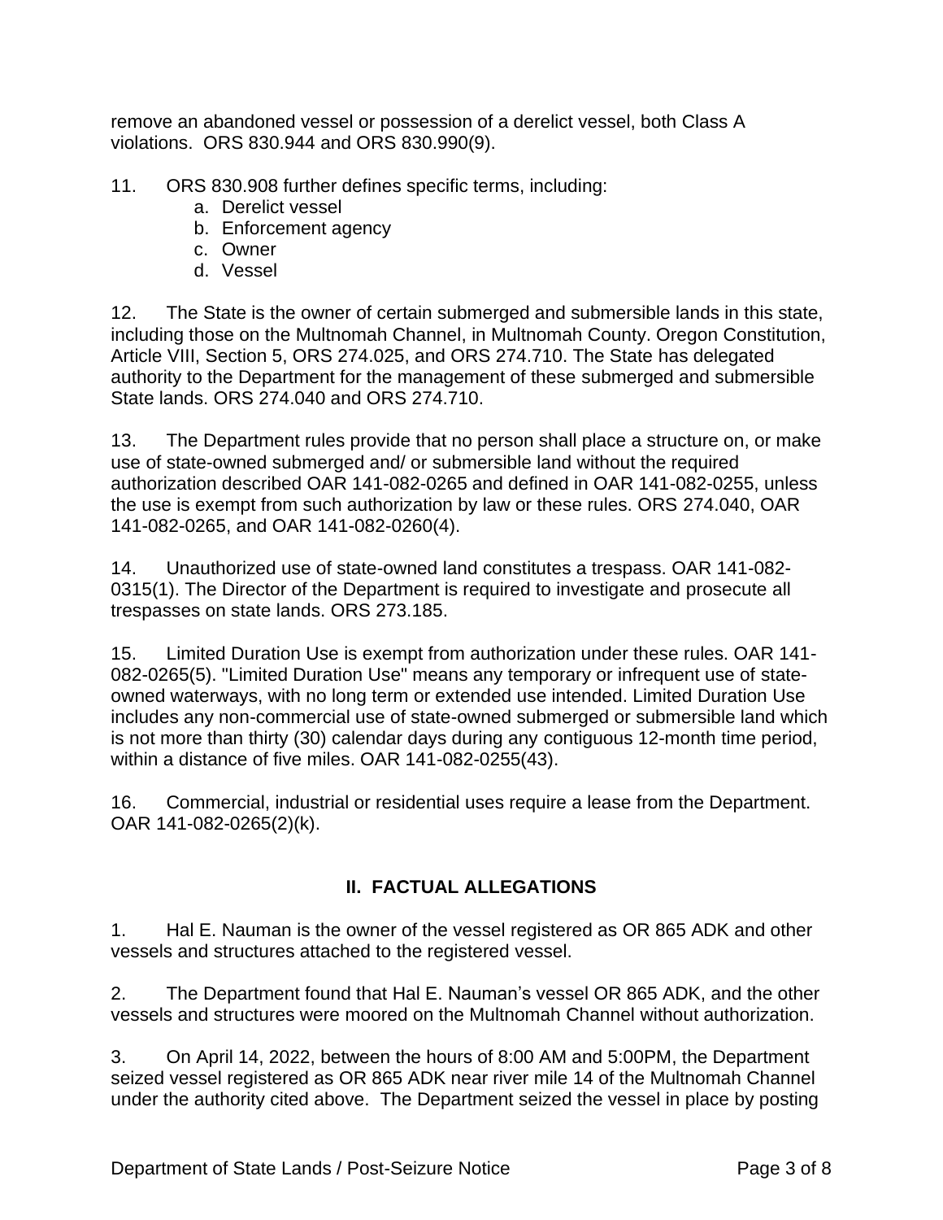remove an abandoned vessel or possession of a derelict vessel, both Class A violations. ORS 830.944 and ORS 830.990(9).

11. ORS 830.908 further defines specific terms, including:
    a. Derelict vessel
    b. Enforcement agency
    c. Owner
    d. Vessel

12. The State is the owner of certain submerged and submersible lands in this state, including those on the Multnomah Channel, in Multnomah County. Oregon Constitution, Article VIII, Section 5, ORS 274.025, and ORS 274.710. The State has delegated authority to the Department for the management of these submerged and submersible State lands. ORS 274.040 and ORS 274.710.

13. The Department rules provide that no person shall place a structure on, or make use of state-owned submerged and/ or submersible land without the required authorization described OAR 141-082-0265 and defined in OAR 141-082-0255, unless the use is exempt from such authorization by law or these rules. ORS 274.040, OAR 141-082-0265, and OAR 141-082-0260(4).

14. Unauthorized use of state-owned land constitutes a trespass. OAR 141-082-0315(1). The Director of the Department is required to investigate and prosecute all trespasses on state lands. ORS 273.185.

15. Limited Duration Use is exempt from authorization under these rules. OAR 141-082-0265(5). "Limited Duration Use" means any temporary or infrequent use of state-owned waterways, with no long term or extended use intended. Limited Duration Use includes any non-commercial use of state-owned submerged or submersible land which is not more than thirty (30) calendar days during any contiguous 12-month time period, within a distance of five miles. OAR 141-082-0255(43).

16. Commercial, industrial or residential uses require a lease from the Department. OAR 141-082-0265(2)(k).

## II. FACTUAL ALLEGATIONS

1. Hal E. Nauman is the owner of the vessel registered as OR 865 ADK and other vessels and structures attached to the registered vessel.

2. The Department found that Hal E. Nauman's vessel OR 865 ADK, and the other vessels and structures were moored on the Multnomah Channel without authorization.

3. On April 14, 2022, between the hours of 8:00 AM and 5:00PM, the Department seized vessel registered as OR 865 ADK near river mile 14 of the Multnomah Channel under the authority cited above. The Department seized the vessel in place by posting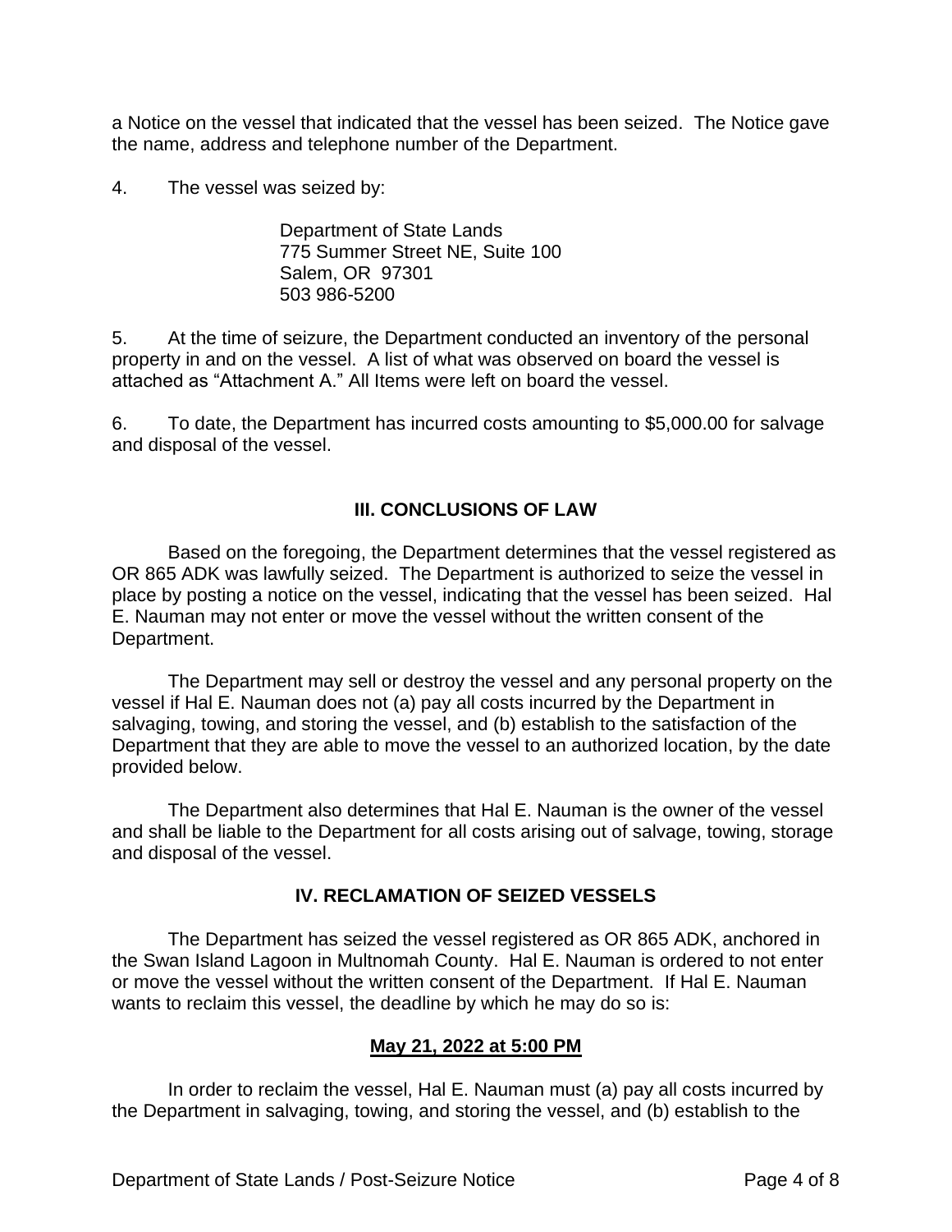a Notice on the vessel that indicated that the vessel has been seized. The Notice gave the name, address and telephone number of the Department.

4. The vessel was seized by:

> Department of State Lands
> 775 Summer Street NE, Suite 100
> Salem, OR 97301
> 503 986-5200

5. At the time of seizure, the Department conducted an inventory of the personal property in and on the vessel. A list of what was observed on board the vessel is attached as "Attachment A." All Items were left on board the vessel.

6. To date, the Department has incurred costs amounting to $5,000.00 for salvage and disposal of the vessel.

## III. CONCLUSIONS OF LAW

Based on the foregoing, the Department determines that the vessel registered as OR 865 ADK was lawfully seized. The Department is authorized to seize the vessel in place by posting a notice on the vessel, indicating that the vessel has been seized. Hal E. Nauman may not enter or move the vessel without the written consent of the Department.

The Department may sell or destroy the vessel and any personal property on the vessel if Hal E. Nauman does not (a) pay all costs incurred by the Department in salvaging, towing, and storing the vessel, and (b) establish to the satisfaction of the Department that they are able to move the vessel to an authorized location, by the date provided below.

The Department also determines that Hal E. Nauman is the owner of the vessel and shall be liable to the Department for all costs arising out of salvage, towing, storage and disposal of the vessel.

## IV. RECLAMATION OF SEIZED VESSELS

The Department has seized the vessel registered as OR 865 ADK, anchored in the Swan Island Lagoon in Multnomah County. Hal E. Nauman is ordered to not enter or move the vessel without the written consent of the Department. If Hal E. Nauman wants to reclaim this vessel, the deadline by which he may do so is:

**May 21, 2022 at 5:00 PM**

In order to reclaim the vessel, Hal E. Nauman must (a) pay all costs incurred by the Department in salvaging, towing, and storing the vessel, and (b) establish to the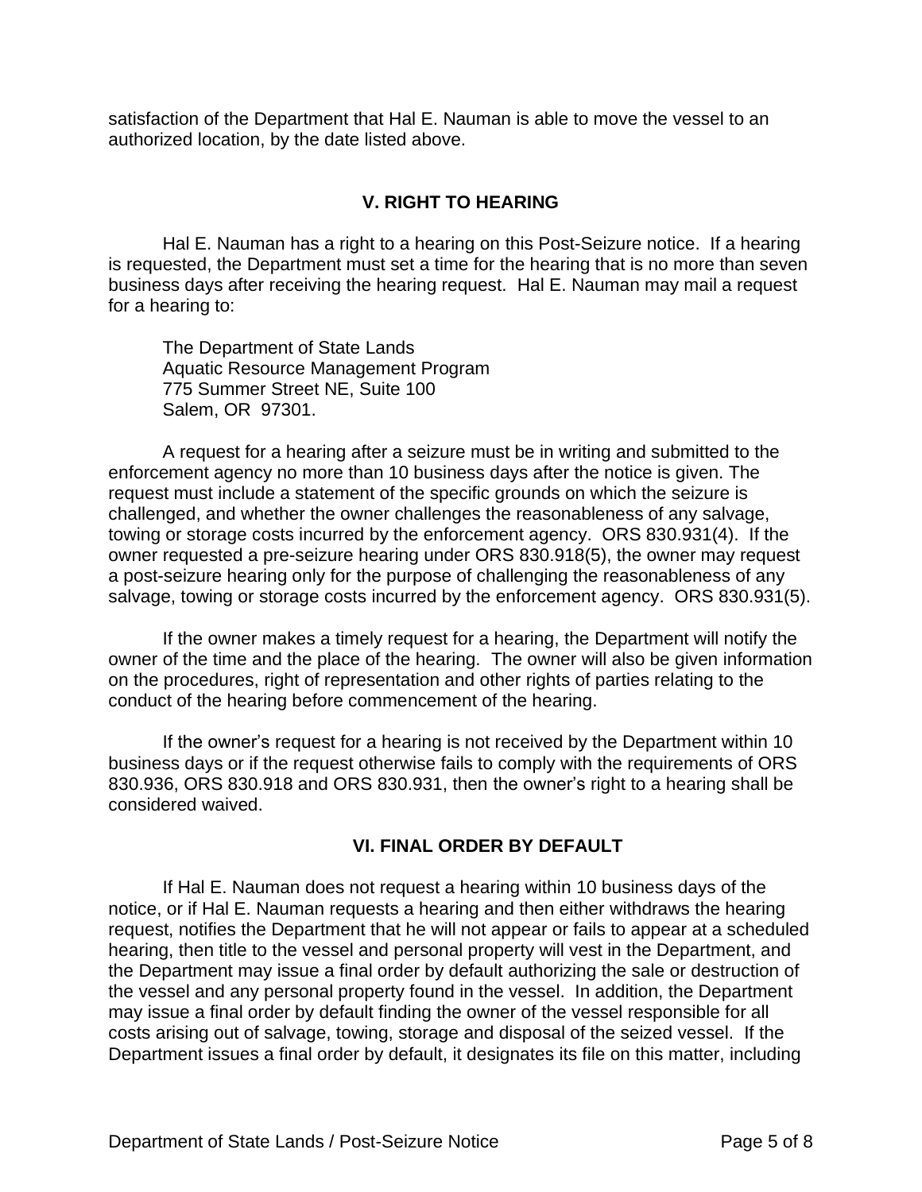satisfaction of the Department that Hal E. Nauman is able to move the vessel to an authorized location, by the date listed above.

## V. RIGHT TO HEARING

Hal E. Nauman has a right to a hearing on this Post-Seizure notice. If a hearing is requested, the Department must set a time for the hearing that is no more than seven business days after receiving the hearing request. Hal E. Nauman may mail a request for a hearing to:

The Department of State Lands
Aquatic Resource Management Program
775 Summer Street NE, Suite 100
Salem, OR 97301.

A request for a hearing after a seizure must be in writing and submitted to the enforcement agency no more than 10 business days after the notice is given. The request must include a statement of the specific grounds on which the seizure is challenged, and whether the owner challenges the reasonableness of any salvage, towing or storage costs incurred by the enforcement agency. ORS 830.931(4). If the owner requested a pre-seizure hearing under ORS 830.918(5), the owner may request a post-seizure hearing only for the purpose of challenging the reasonableness of any salvage, towing or storage costs incurred by the enforcement agency. ORS 830.931(5).

If the owner makes a timely request for a hearing, the Department will notify the owner of the time and the place of the hearing. The owner will also be given information on the procedures, right of representation and other rights of parties relating to the conduct of the hearing before commencement of the hearing.

If the owner's request for a hearing is not received by the Department within 10 business days or if the request otherwise fails to comply with the requirements of ORS 830.936, ORS 830.918 and ORS 830.931, then the owner's right to a hearing shall be considered waived.

## VI. FINAL ORDER BY DEFAULT

If Hal E. Nauman does not request a hearing within 10 business days of the notice, or if Hal E. Nauman requests a hearing and then either withdraws the hearing request, notifies the Department that he will not appear or fails to appear at a scheduled hearing, then title to the vessel and personal property will vest in the Department, and the Department may issue a final order by default authorizing the sale or destruction of the vessel and any personal property found in the vessel. In addition, the Department may issue a final order by default finding the owner of the vessel responsible for all costs arising out of salvage, towing, storage and disposal of the seized vessel. If the Department issues a final order by default, it designates its file on this matter, including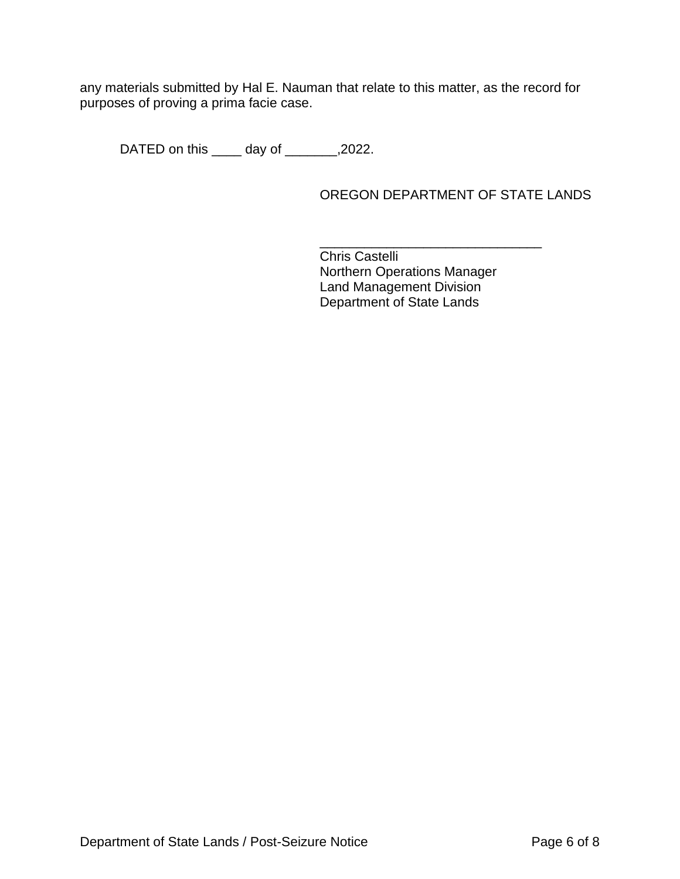any materials submitted by Hal E. Nauman that relate to this matter, as the record for purposes of proving a prima facie case.

DATED on this ____ day of _______,2022.

OREGON DEPARTMENT OF STATE LANDS

_______________________________
Chris Castelli
Northern Operations Manager
Land Management Division
Department of State Lands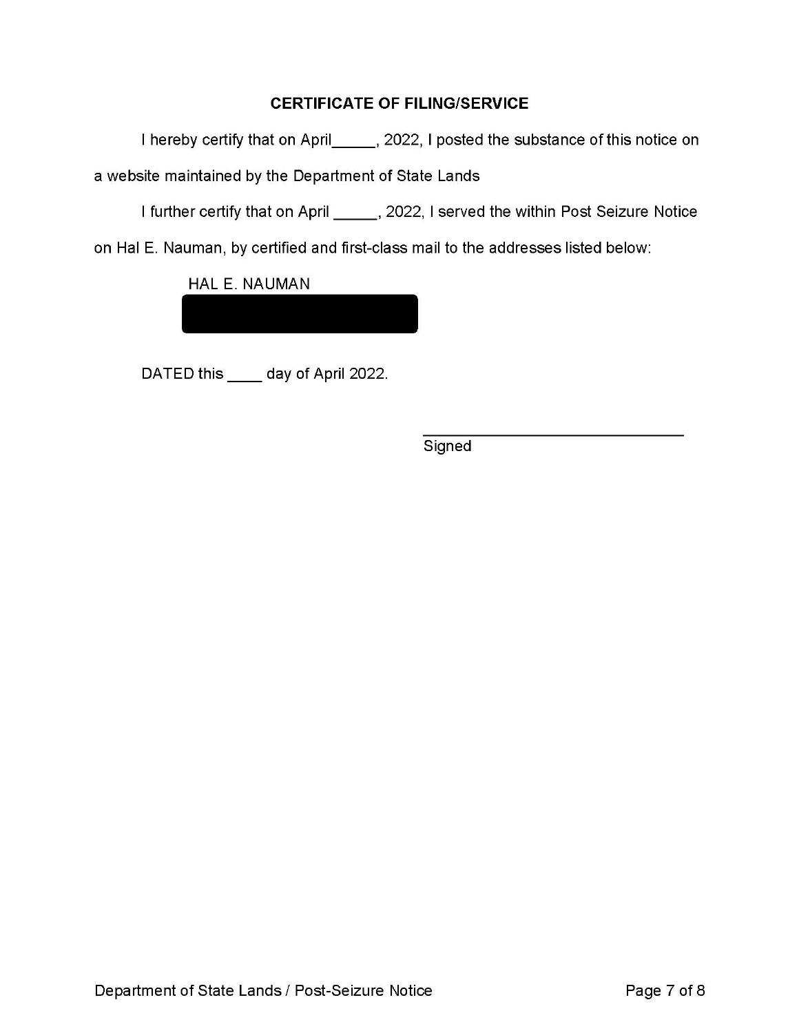## CERTIFICATE OF FILING/SERVICE

I hereby certify that on April_____, 2022, I posted the substance of this notice on a website maintained by the Department of State Lands

I further certify that on April _____, 2022, I served the within Post Seizure Notice on Hal E. Nauman, by certified and first-class mail to the addresses listed below:

HAL E. NAUMAN

DATED this ____ day of April 2022.

_______________________________
Signed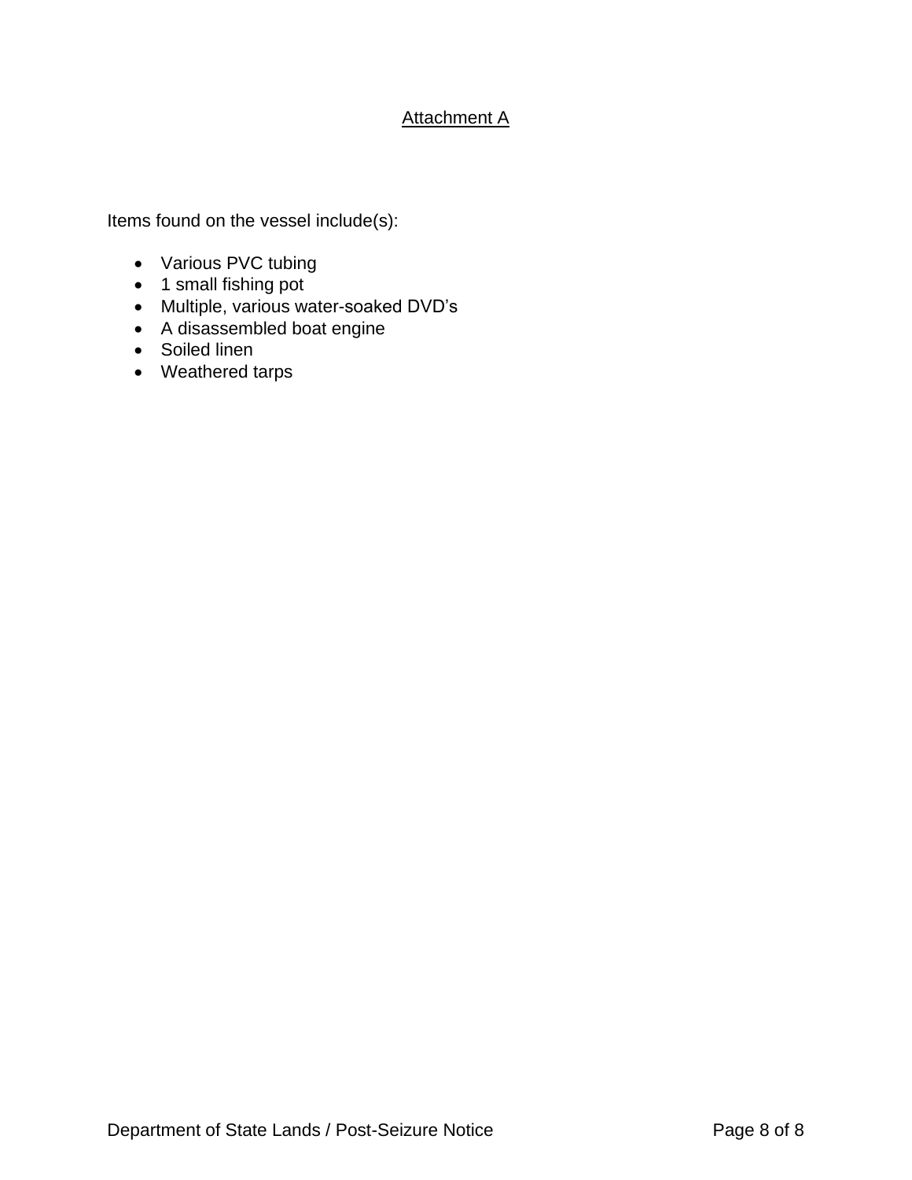## Attachment A

Items found on the vessel include(s):

- Various PVC tubing
- 1 small fishing pot
- Multiple, various water-soaked DVD's
- A disassembled boat engine
- Soiled linen
- Weathered tarps